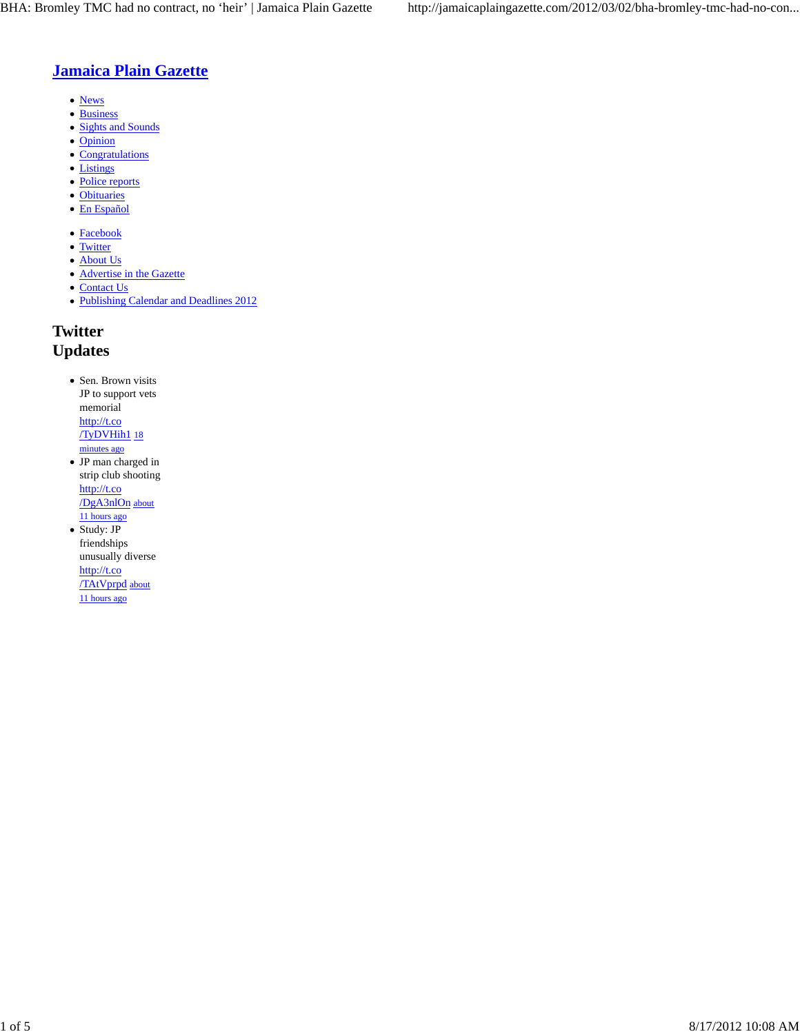# Jamaica Plain Gazette

- News
- Business
- Sights and Sounds
- Opinion
- Congratulations
- Listings
- Police reports
- Obituaries
- En Español

- Facebook
- Twitter
- About Us
- Advertise in the Gazette
- Contact Us
- Publishing Calendar and Deadlines 2012

## Twitter Updates

- Sen. Brown visits JP to support vets memorial http://t.co/TyDVHih1 18 minutes ago
- JP man charged in strip club shooting http://t.co/DgA3nlOn about 11 hours ago
- Study: JP friendships unusually diverse http://t.co/TAtVprpd about 11 hours ago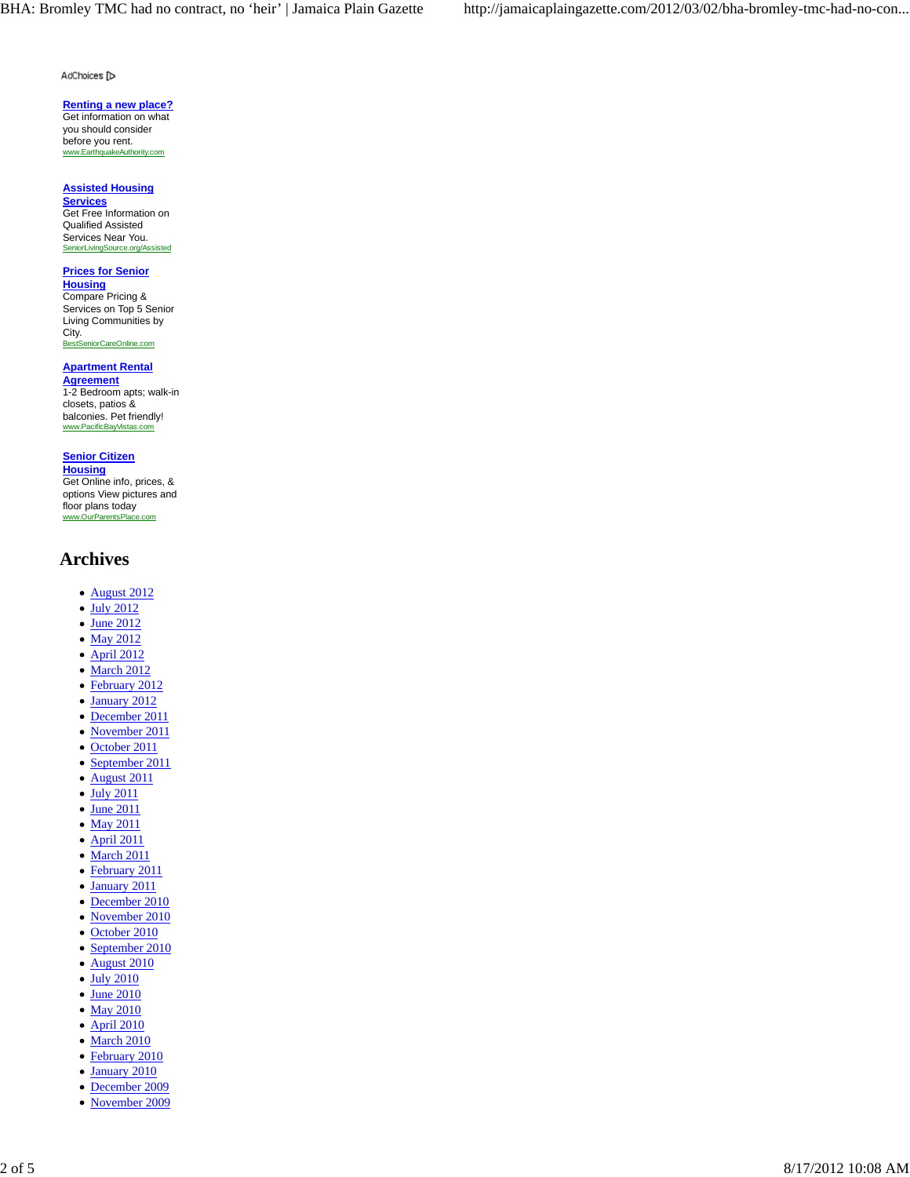AdChoices

**[Renting a new place?](#)**
Get information on what you should consider before you rent.
www.EarthquakeAuthority.com

**[Assisted Housing Services](#)**
Get Free Information on Qualified Assisted Services Near You.
SeniorLivingSource.org/Assisted

**[Prices for Senior Housing](#)**
Compare Pricing & Services on Top 5 Senior Living Communities by City.
BestSeniorCareOnline.com

**[Apartment Rental Agreement](#)**
1-2 Bedroom apts; walk-in closets, patios & balconies. Pet friendly!
www.PacificBayVistas.com

**[Senior Citizen Housing](#)**
Get Online info, prices, & options View pictures and floor plans today
www.OurParentsPlace.com

## Archives

- August 2012
- July 2012
- June 2012
- May 2012
- April 2012
- March 2012
- February 2012
- January 2012
- December 2011
- November 2011
- October 2011
- September 2011
- August 2011
- July 2011
- June 2011
- May 2011
- April 2011
- March 2011
- February 2011
- January 2011
- December 2010
- November 2010
- October 2010
- September 2010
- August 2010
- July 2010
- June 2010
- May 2010
- April 2010
- March 2010
- February 2010
- January 2010
- December 2009
- November 2009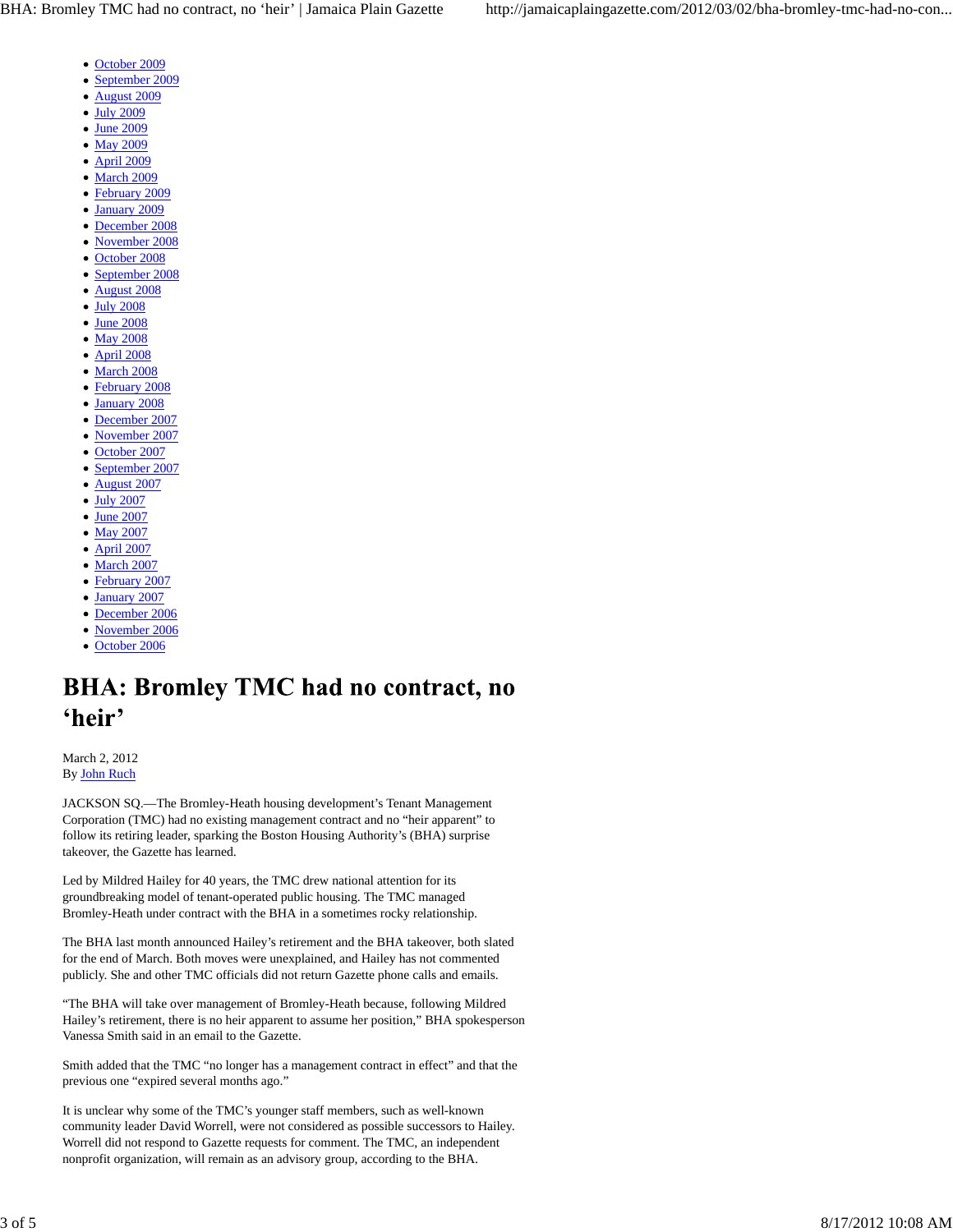- October 2009
- September 2009
- August 2009
- July 2009
- June 2009
- May 2009
- April 2009
- March 2009
- February 2009
- January 2009
- December 2008
- November 2008
- October 2008
- September 2008
- August 2008
- July 2008
- June 2008
- May 2008
- April 2008
- March 2008
- February 2008
- January 2008
- December 2007
- November 2007
- October 2007
- September 2007
- August 2007
- July 2007
- June 2007
- May 2007
- April 2007
- March 2007
- February 2007
- January 2007
- December 2006
- November 2006
- October 2006

# BHA: Bromley TMC had no contract, no 'heir'

March 2, 2012
By John Ruch

JACKSON SQ.—The Bromley-Heath housing development's Tenant Management Corporation (TMC) had no existing management contract and no "heir apparent" to follow its retiring leader, sparking the Boston Housing Authority's (BHA) surprise takeover, the Gazette has learned.

Led by Mildred Hailey for 40 years, the TMC drew national attention for its groundbreaking model of tenant-operated public housing. The TMC managed Bromley-Heath under contract with the BHA in a sometimes rocky relationship.

The BHA last month announced Hailey's retirement and the BHA takeover, both slated for the end of March. Both moves were unexplained, and Hailey has not commented publicly. She and other TMC officials did not return Gazette phone calls and emails.

"The BHA will take over management of Bromley-Heath because, following Mildred Hailey's retirement, there is no heir apparent to assume her position," BHA spokesperson Vanessa Smith said in an email to the Gazette.

Smith added that the TMC "no longer has a management contract in effect" and that the previous one "expired several months ago."

It is unclear why some of the TMC's younger staff members, such as well-known community leader David Worrell, were not considered as possible successors to Hailey. Worrell did not respond to Gazette requests for comment. The TMC, an independent nonprofit organization, will remain as an advisory group, according to the BHA.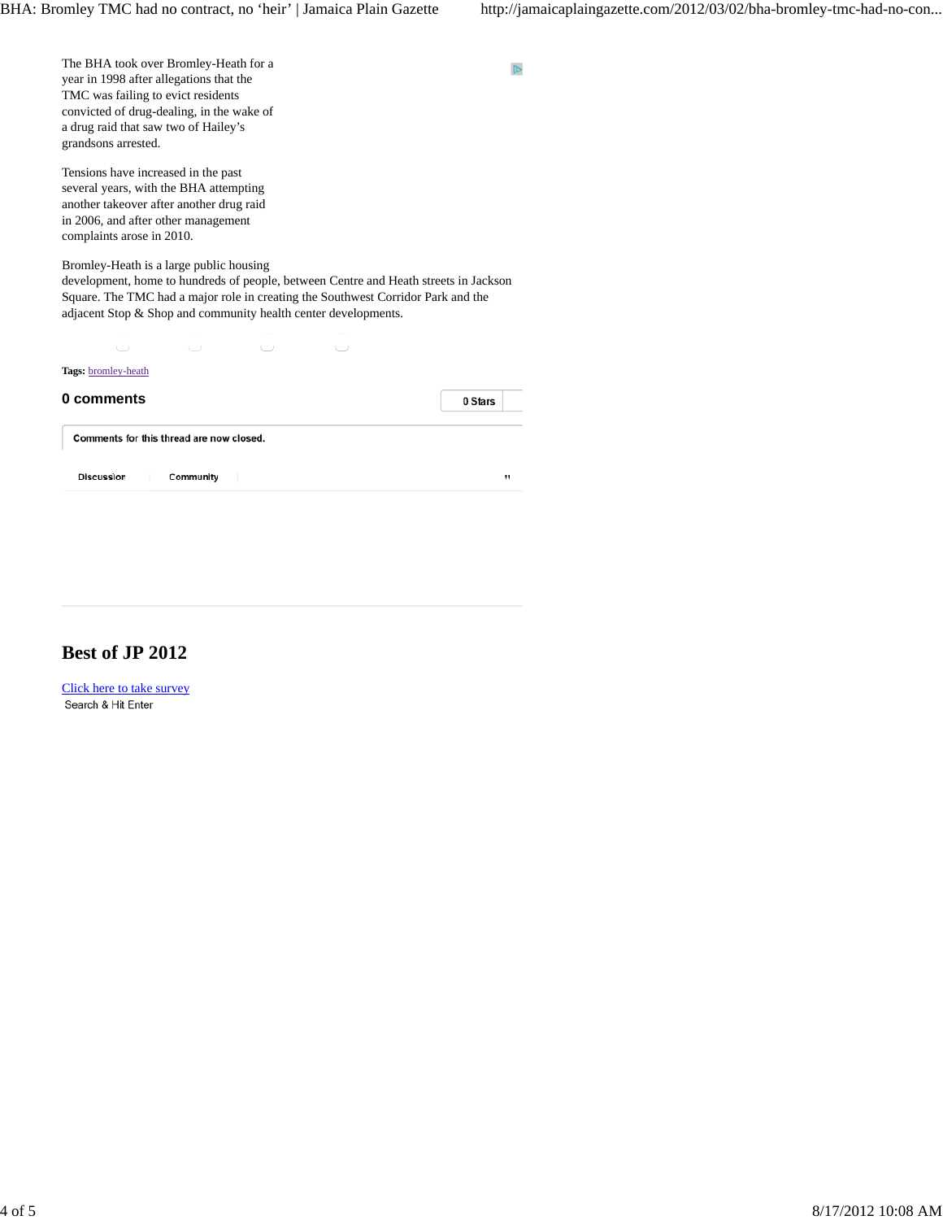The BHA took over Bromley-Heath for a year in 1998 after allegations that the TMC was failing to evict residents convicted of drug-dealing, in the wake of a drug raid that saw two of Hailey's grandsons arrested.

Tensions have increased in the past several years, with the BHA attempting another takeover after another drug raid in 2006, and after other management complaints arose in 2010.

Bromley-Heath is a large public housing development, home to hundreds of people, between Centre and Heath streets in Jackson Square. The TMC had a major role in creating the Southwest Corridor Park and the adjacent Stop & Shop and community health center developments.

**Tags:** bromley-heath

**0 comments** 0 Stars

Comments for this thread are now closed.

Discussion Community

## Best of JP 2012

Click here to take survey

Search & Hit Enter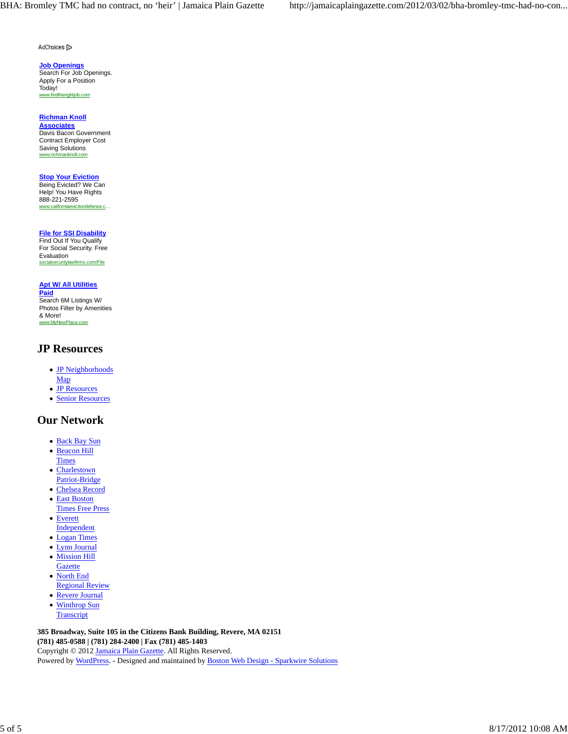AdChoices

**Job Openings**
Search For Job Openings. Apply For a Position Today!
www.findtherightjob.com

**Richman Knoll Associates**
Davis Bacon Government Contract Employer Cost Saving Solutions
www.richmanknoll.com

**Stop Your Eviction**
Being Evicted? We Can Help! You Have Rights 888-221-2595
www.californiaevictiondefense.c...

**File for SSI Disability**
Find Out If You Qualify For Social Security. Free Evaluation
socialsecuritylawfirms.com/File

**Apt W/ All Utilities Paid**
Search 6M Listings W/ Photos Filter by Amenities & More!
www.MyNewPlace.com

## JP Resources

- JP Neighborhoods Map
- JP Resources
- Senior Resources

## Our Network

- Back Bay Sun
- Beacon Hill Times
- Charlestown Patriot-Bridge
- Chelsea Record
- East Boston Times Free Press
- Everett Independent
- Logan Times
- Lynn Journal
- Mission Hill Gazette
- North End Regional Review
- Revere Journal
- Winthrop Sun Transcript

**385 Broadway, Suite 105 in the Citizens Bank Building, Revere, MA 02151**
**(781) 485-0588 | (781) 284-2400 | Fax (781) 485-1403**
Copyright © 2012 Jamaica Plain Gazette. All Rights Reserved.
Powered by WordPress. - Designed and maintained by Boston Web Design - Sparkwire Solutions